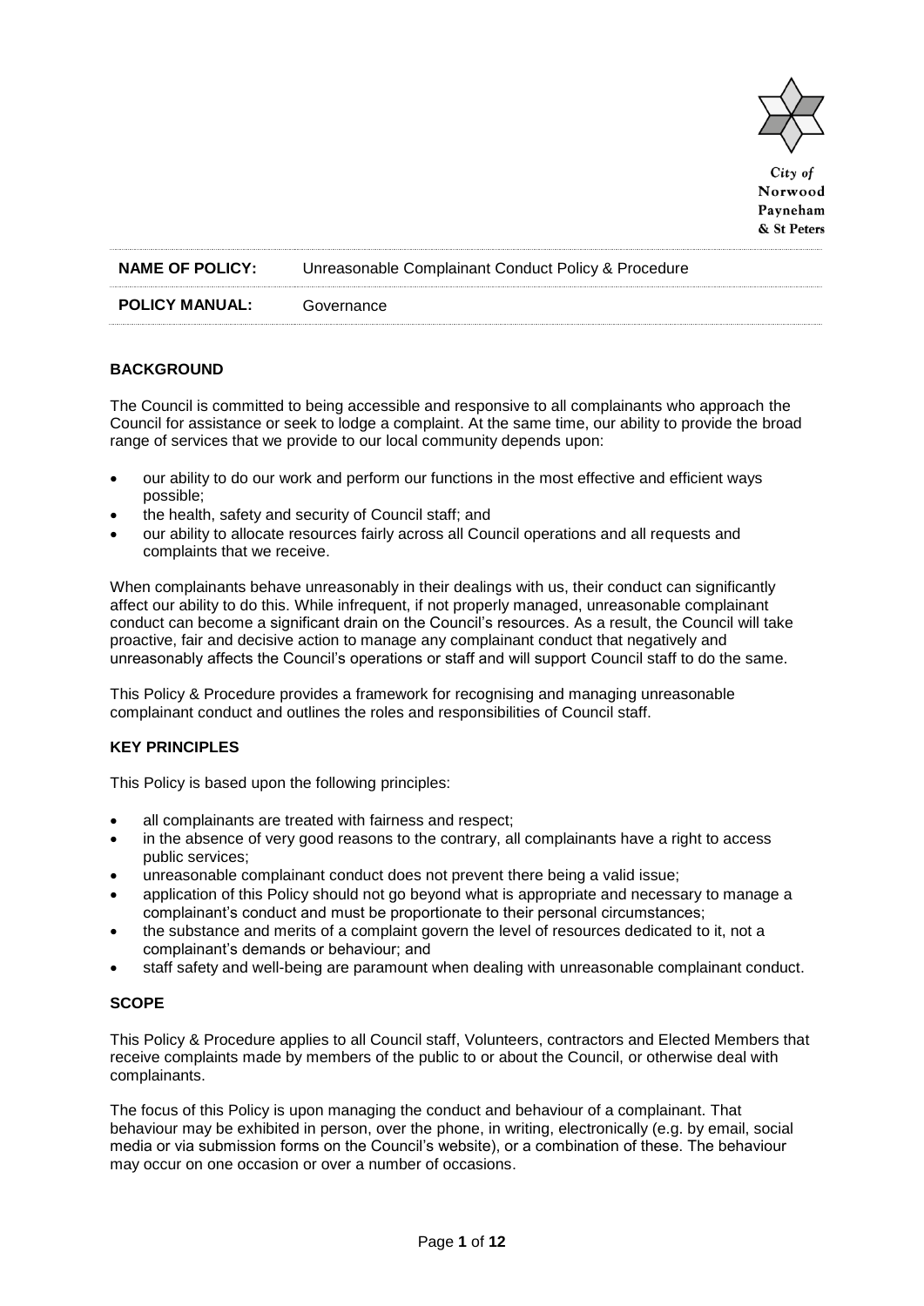City of Norwood Payneham & St Peters

| NAME OF POLICY: | Unreasonable Complainant Conduct Policy & Procedure |
| --- | --- |
| POLICY MANUAL: | Governance |

## BACKGROUND

The Council is committed to being accessible and responsive to all complainants who approach the Council for assistance or seek to lodge a complaint. At the same time, our ability to provide the broad range of services that we provide to our local community depends upon:

- our ability to do our work and perform our functions in the most effective and efficient ways possible;
- the health, safety and security of Council staff; and
- our ability to allocate resources fairly across all Council operations and all requests and complaints that we receive.

When complainants behave unreasonably in their dealings with us, their conduct can significantly affect our ability to do this. While infrequent, if not properly managed, unreasonable complainant conduct can become a significant drain on the Council's resources. As a result, the Council will take proactive, fair and decisive action to manage any complainant conduct that negatively and unreasonably affects the Council's operations or staff and will support Council staff to do the same.

This Policy & Procedure provides a framework for recognising and managing unreasonable complainant conduct and outlines the roles and responsibilities of Council staff.

## KEY PRINCIPLES

This Policy is based upon the following principles:

- all complainants are treated with fairness and respect;
- in the absence of very good reasons to the contrary, all complainants have a right to access public services;
- unreasonable complainant conduct does not prevent there being a valid issue;
- application of this Policy should not go beyond what is appropriate and necessary to manage a complainant's conduct and must be proportionate to their personal circumstances;
- the substance and merits of a complaint govern the level of resources dedicated to it, not a complainant's demands or behaviour; and
- staff safety and well-being are paramount when dealing with unreasonable complainant conduct.

## SCOPE

This Policy & Procedure applies to all Council staff, Volunteers, contractors and Elected Members that receive complaints made by members of the public to or about the Council, or otherwise deal with complainants.

The focus of this Policy is upon managing the conduct and behaviour of a complainant. That behaviour may be exhibited in person, over the phone, in writing, electronically (e.g. by email, social media or via submission forms on the Council's website), or a combination of these. The behaviour may occur on one occasion or over a number of occasions.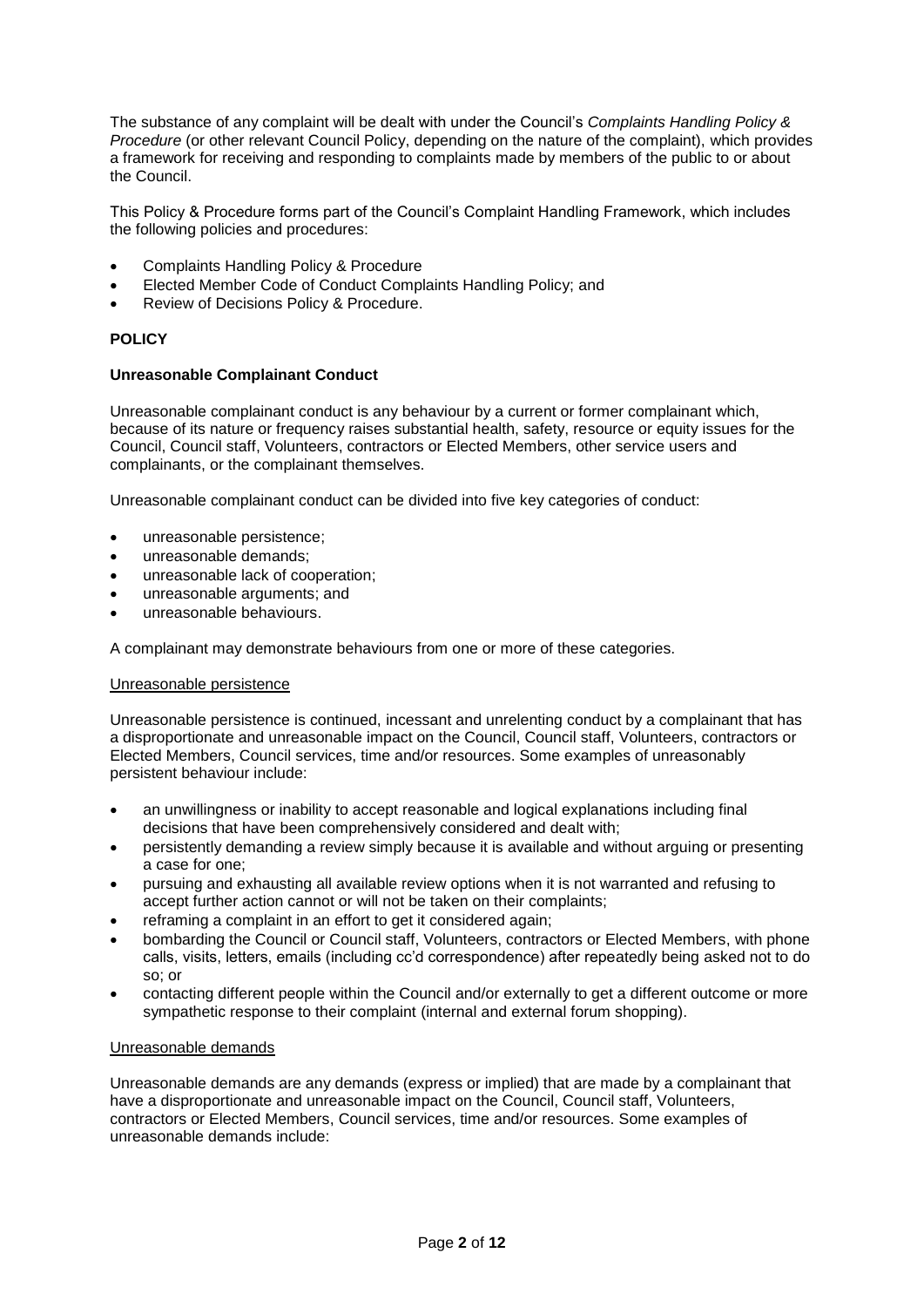The substance of any complaint will be dealt with under the Council's *Complaints Handling Policy & Procedure* (or other relevant Council Policy, depending on the nature of the complaint), which provides a framework for receiving and responding to complaints made by members of the public to or about the Council.

This Policy & Procedure forms part of the Council's Complaint Handling Framework, which includes the following policies and procedures:

- Complaints Handling Policy & Procedure
- Elected Member Code of Conduct Complaints Handling Policy; and
- Review of Decisions Policy & Procedure.

## POLICY

### Unreasonable Complainant Conduct

Unreasonable complainant conduct is any behaviour by a current or former complainant which, because of its nature or frequency raises substantial health, safety, resource or equity issues for the Council, Council staff, Volunteers, contractors or Elected Members, other service users and complainants, or the complainant themselves.

Unreasonable complainant conduct can be divided into five key categories of conduct:

- unreasonable persistence;
- unreasonable demands;
- unreasonable lack of cooperation;
- unreasonable arguments; and
- unreasonable behaviours.

A complainant may demonstrate behaviours from one or more of these categories.

#### Unreasonable persistence

Unreasonable persistence is continued, incessant and unrelenting conduct by a complainant that has a disproportionate and unreasonable impact on the Council, Council staff, Volunteers, contractors or Elected Members, Council services, time and/or resources. Some examples of unreasonably persistent behaviour include:

- an unwillingness or inability to accept reasonable and logical explanations including final decisions that have been comprehensively considered and dealt with;
- persistently demanding a review simply because it is available and without arguing or presenting a case for one;
- pursuing and exhausting all available review options when it is not warranted and refusing to accept further action cannot or will not be taken on their complaints;
- reframing a complaint in an effort to get it considered again;
- bombarding the Council or Council staff, Volunteers, contractors or Elected Members, with phone calls, visits, letters, emails (including cc'd correspondence) after repeatedly being asked not to do so; or
- contacting different people within the Council and/or externally to get a different outcome or more sympathetic response to their complaint (internal and external forum shopping).

#### Unreasonable demands

Unreasonable demands are any demands (express or implied) that are made by a complainant that have a disproportionate and unreasonable impact on the Council, Council staff, Volunteers, contractors or Elected Members, Council services, time and/or resources. Some examples of unreasonable demands include: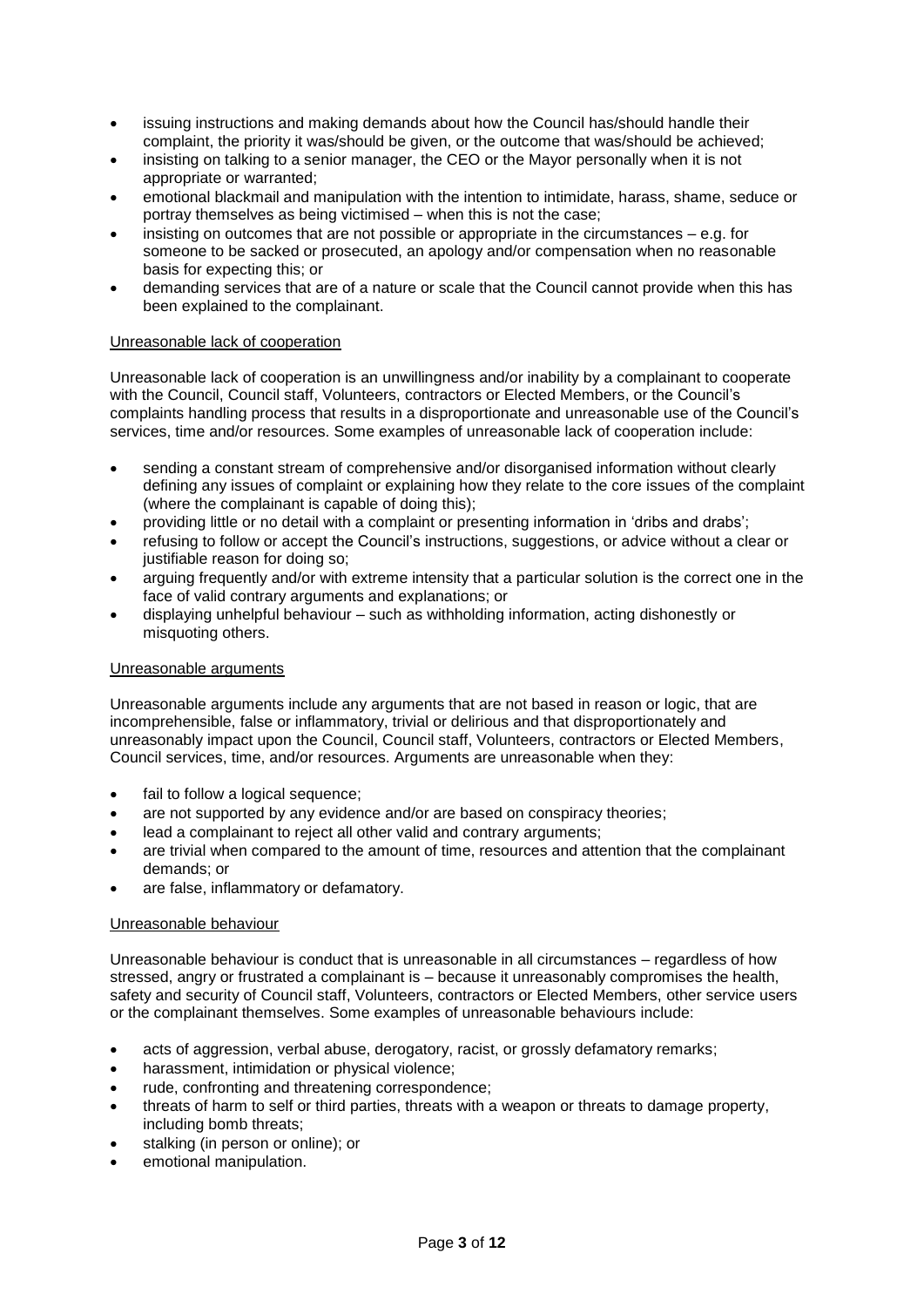- issuing instructions and making demands about how the Council has/should handle their complaint, the priority it was/should be given, or the outcome that was/should be achieved;
- insisting on talking to a senior manager, the CEO or the Mayor personally when it is not appropriate or warranted;
- emotional blackmail and manipulation with the intention to intimidate, harass, shame, seduce or portray themselves as being victimised – when this is not the case;
- insisting on outcomes that are not possible or appropriate in the circumstances – e.g. for someone to be sacked or prosecuted, an apology and/or compensation when no reasonable basis for expecting this; or
- demanding services that are of a nature or scale that the Council cannot provide when this has been explained to the complainant.

Unreasonable lack of cooperation

Unreasonable lack of cooperation is an unwillingness and/or inability by a complainant to cooperate with the Council, Council staff, Volunteers, contractors or Elected Members, or the Council's complaints handling process that results in a disproportionate and unreasonable use of the Council's services, time and/or resources. Some examples of unreasonable lack of cooperation include:

- sending a constant stream of comprehensive and/or disorganised information without clearly defining any issues of complaint or explaining how they relate to the core issues of the complaint (where the complainant is capable of doing this);
- providing little or no detail with a complaint or presenting information in 'dribs and drabs';
- refusing to follow or accept the Council's instructions, suggestions, or advice without a clear or justifiable reason for doing so;
- arguing frequently and/or with extreme intensity that a particular solution is the correct one in the face of valid contrary arguments and explanations; or
- displaying unhelpful behaviour – such as withholding information, acting dishonestly or misquoting others.

Unreasonable arguments

Unreasonable arguments include any arguments that are not based in reason or logic, that are incomprehensible, false or inflammatory, trivial or delirious and that disproportionately and unreasonably impact upon the Council, Council staff, Volunteers, contractors or Elected Members, Council services, time, and/or resources. Arguments are unreasonable when they:

- fail to follow a logical sequence;
- are not supported by any evidence and/or are based on conspiracy theories;
- lead a complainant to reject all other valid and contrary arguments;
- are trivial when compared to the amount of time, resources and attention that the complainant demands; or
- are false, inflammatory or defamatory.

Unreasonable behaviour

Unreasonable behaviour is conduct that is unreasonable in all circumstances – regardless of how stressed, angry or frustrated a complainant is – because it unreasonably compromises the health, safety and security of Council staff, Volunteers, contractors or Elected Members, other service users or the complainant themselves. Some examples of unreasonable behaviours include:

- acts of aggression, verbal abuse, derogatory, racist, or grossly defamatory remarks;
- harassment, intimidation or physical violence;
- rude, confronting and threatening correspondence;
- threats of harm to self or third parties, threats with a weapon or threats to damage property, including bomb threats;
- stalking (in person or online); or
- emotional manipulation.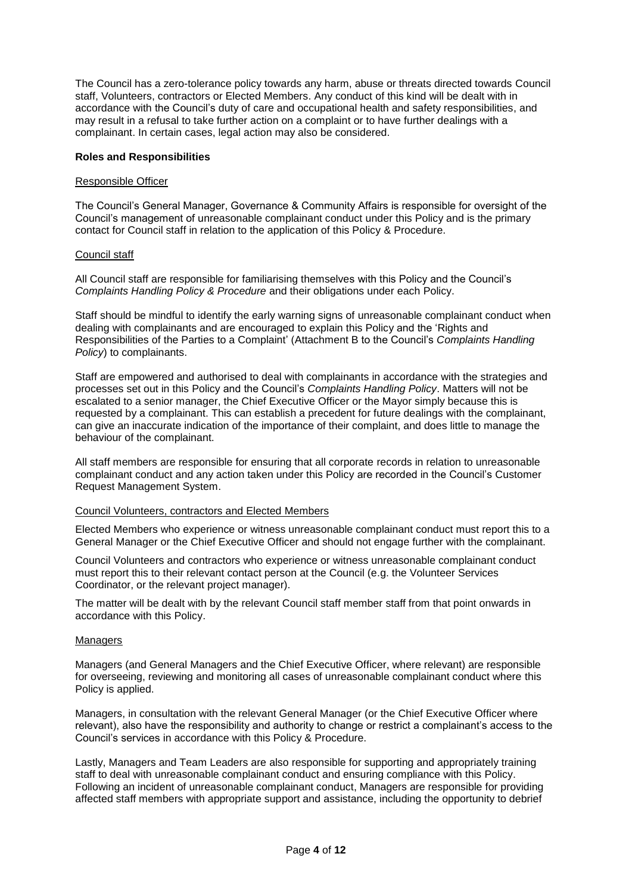The Council has a zero-tolerance policy towards any harm, abuse or threats directed towards Council staff, Volunteers, contractors or Elected Members. Any conduct of this kind will be dealt with in accordance with the Council's duty of care and occupational health and safety responsibilities, and may result in a refusal to take further action on a complaint or to have further dealings with a complainant. In certain cases, legal action may also be considered.

**Roles and Responsibilities**

Responsible Officer

The Council's General Manager, Governance & Community Affairs is responsible for oversight of the Council's management of unreasonable complainant conduct under this Policy and is the primary contact for Council staff in relation to the application of this Policy & Procedure.

Council staff

All Council staff are responsible for familiarising themselves with this Policy and the Council's *Complaints Handling Policy & Procedure* and their obligations under each Policy.

Staff should be mindful to identify the early warning signs of unreasonable complainant conduct when dealing with complainants and are encouraged to explain this Policy and the 'Rights and Responsibilities of the Parties to a Complaint' (Attachment B to the Council's *Complaints Handling Policy*) to complainants.

Staff are empowered and authorised to deal with complainants in accordance with the strategies and processes set out in this Policy and the Council's *Complaints Handling Policy*. Matters will not be escalated to a senior manager, the Chief Executive Officer or the Mayor simply because this is requested by a complainant. This can establish a precedent for future dealings with the complainant, can give an inaccurate indication of the importance of their complaint, and does little to manage the behaviour of the complainant.

All staff members are responsible for ensuring that all corporate records in relation to unreasonable complainant conduct and any action taken under this Policy are recorded in the Council's Customer Request Management System.

Council Volunteers, contractors and Elected Members

Elected Members who experience or witness unreasonable complainant conduct must report this to a General Manager or the Chief Executive Officer and should not engage further with the complainant.

Council Volunteers and contractors who experience or witness unreasonable complainant conduct must report this to their relevant contact person at the Council (e.g. the Volunteer Services Coordinator, or the relevant project manager).

The matter will be dealt with by the relevant Council staff member staff from that point onwards in accordance with this Policy.

Managers

Managers (and General Managers and the Chief Executive Officer, where relevant) are responsible for overseeing, reviewing and monitoring all cases of unreasonable complainant conduct where this Policy is applied.

Managers, in consultation with the relevant General Manager (or the Chief Executive Officer where relevant), also have the responsibility and authority to change or restrict a complainant's access to the Council's services in accordance with this Policy & Procedure.

Lastly, Managers and Team Leaders are also responsible for supporting and appropriately training staff to deal with unreasonable complainant conduct and ensuring compliance with this Policy. Following an incident of unreasonable complainant conduct, Managers are responsible for providing affected staff members with appropriate support and assistance, including the opportunity to debrief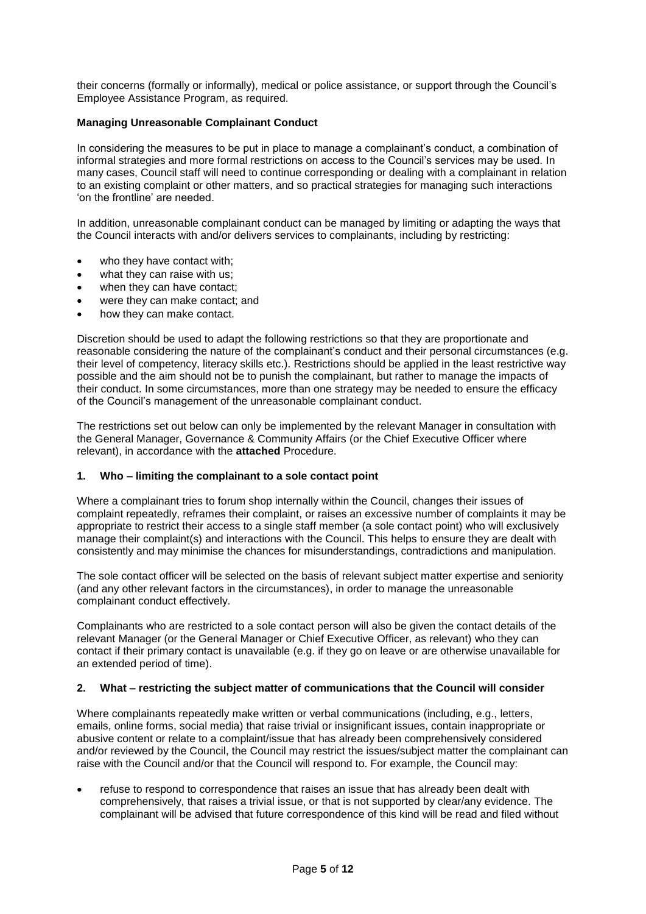their concerns (formally or informally), medical or police assistance, or support through the Council's Employee Assistance Program, as required.

**Managing Unreasonable Complainant Conduct**

In considering the measures to be put in place to manage a complainant's conduct, a combination of informal strategies and more formal restrictions on access to the Council's services may be used. In many cases, Council staff will need to continue corresponding or dealing with a complainant in relation to an existing complaint or other matters, and so practical strategies for managing such interactions 'on the frontline' are needed.

In addition, unreasonable complainant conduct can be managed by limiting or adapting the ways that the Council interacts with and/or delivers services to complainants, including by restricting:

- who they have contact with;
- what they can raise with us;
- when they can have contact;
- were they can make contact; and
- how they can make contact.

Discretion should be used to adapt the following restrictions so that they are proportionate and reasonable considering the nature of the complainant's conduct and their personal circumstances (e.g. their level of competency, literacy skills etc.). Restrictions should be applied in the least restrictive way possible and the aim should not be to punish the complainant, but rather to manage the impacts of their conduct. In some circumstances, more than one strategy may be needed to ensure the efficacy of the Council's management of the unreasonable complainant conduct.

The restrictions set out below can only be implemented by the relevant Manager in consultation with the General Manager, Governance & Community Affairs (or the Chief Executive Officer where relevant), in accordance with the **attached** Procedure.

**1. Who – limiting the complainant to a sole contact point**

Where a complainant tries to forum shop internally within the Council, changes their issues of complaint repeatedly, reframes their complaint, or raises an excessive number of complaints it may be appropriate to restrict their access to a single staff member (a sole contact point) who will exclusively manage their complaint(s) and interactions with the Council. This helps to ensure they are dealt with consistently and may minimise the chances for misunderstandings, contradictions and manipulation.

The sole contact officer will be selected on the basis of relevant subject matter expertise and seniority (and any other relevant factors in the circumstances), in order to manage the unreasonable complainant conduct effectively.

Complainants who are restricted to a sole contact person will also be given the contact details of the relevant Manager (or the General Manager or Chief Executive Officer, as relevant) who they can contact if their primary contact is unavailable (e.g. if they go on leave or are otherwise unavailable for an extended period of time).

**2. What – restricting the subject matter of communications that the Council will consider**

Where complainants repeatedly make written or verbal communications (including, e.g., letters, emails, online forms, social media) that raise trivial or insignificant issues, contain inappropriate or abusive content or relate to a complaint/issue that has already been comprehensively considered and/or reviewed by the Council, the Council may restrict the issues/subject matter the complainant can raise with the Council and/or that the Council will respond to. For example, the Council may:

- refuse to respond to correspondence that raises an issue that has already been dealt with comprehensively, that raises a trivial issue, or that is not supported by clear/any evidence. The complainant will be advised that future correspondence of this kind will be read and filed without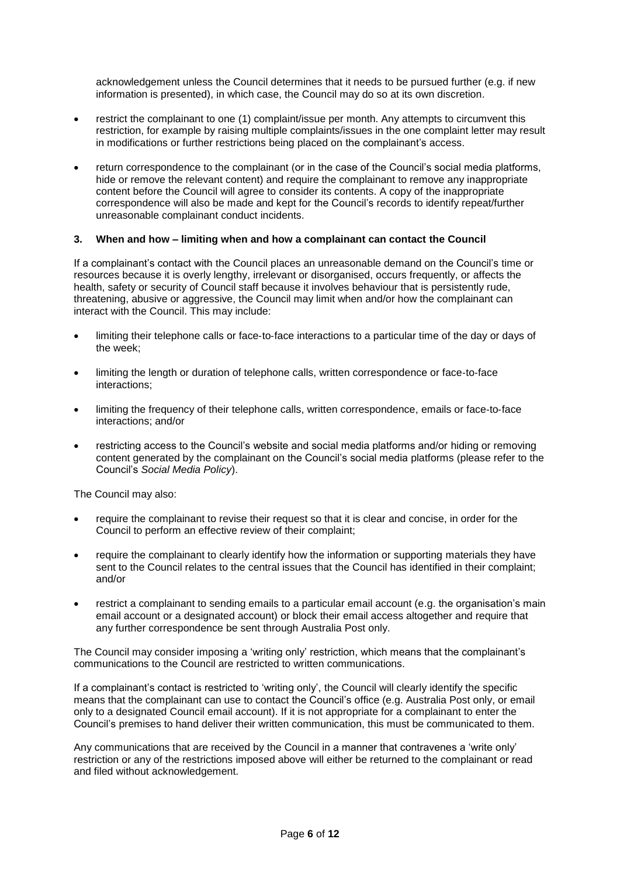acknowledgement unless the Council determines that it needs to be pursued further (e.g. if new information is presented), in which case, the Council may do so at its own discretion.

- restrict the complainant to one (1) complaint/issue per month. Any attempts to circumvent this restriction, for example by raising multiple complaints/issues in the one complaint letter may result in modifications or further restrictions being placed on the complainant's access.
- return correspondence to the complainant (or in the case of the Council's social media platforms, hide or remove the relevant content) and require the complainant to remove any inappropriate content before the Council will agree to consider its contents. A copy of the inappropriate correspondence will also be made and kept for the Council's records to identify repeat/further unreasonable complainant conduct incidents.

### 3. When and how – limiting when and how a complainant can contact the Council

If a complainant's contact with the Council places an unreasonable demand on the Council's time or resources because it is overly lengthy, irrelevant or disorganised, occurs frequently, or affects the health, safety or security of Council staff because it involves behaviour that is persistently rude, threatening, abusive or aggressive, the Council may limit when and/or how the complainant can interact with the Council. This may include:

- limiting their telephone calls or face-to-face interactions to a particular time of the day or days of the week;
- limiting the length or duration of telephone calls, written correspondence or face-to-face interactions;
- limiting the frequency of their telephone calls, written correspondence, emails or face-to-face interactions; and/or
- restricting access to the Council's website and social media platforms and/or hiding or removing content generated by the complainant on the Council's social media platforms (please refer to the Council's *Social Media Policy*).

The Council may also:

- require the complainant to revise their request so that it is clear and concise, in order for the Council to perform an effective review of their complaint;
- require the complainant to clearly identify how the information or supporting materials they have sent to the Council relates to the central issues that the Council has identified in their complaint; and/or
- restrict a complainant to sending emails to a particular email account (e.g. the organisation's main email account or a designated account) or block their email access altogether and require that any further correspondence be sent through Australia Post only.

The Council may consider imposing a 'writing only' restriction, which means that the complainant's communications to the Council are restricted to written communications.

If a complainant's contact is restricted to 'writing only', the Council will clearly identify the specific means that the complainant can use to contact the Council's office (e.g. Australia Post only, or email only to a designated Council email account). If it is not appropriate for a complainant to enter the Council's premises to hand deliver their written communication, this must be communicated to them.

Any communications that are received by the Council in a manner that contravenes a 'write only' restriction or any of the restrictions imposed above will either be returned to the complainant or read and filed without acknowledgement.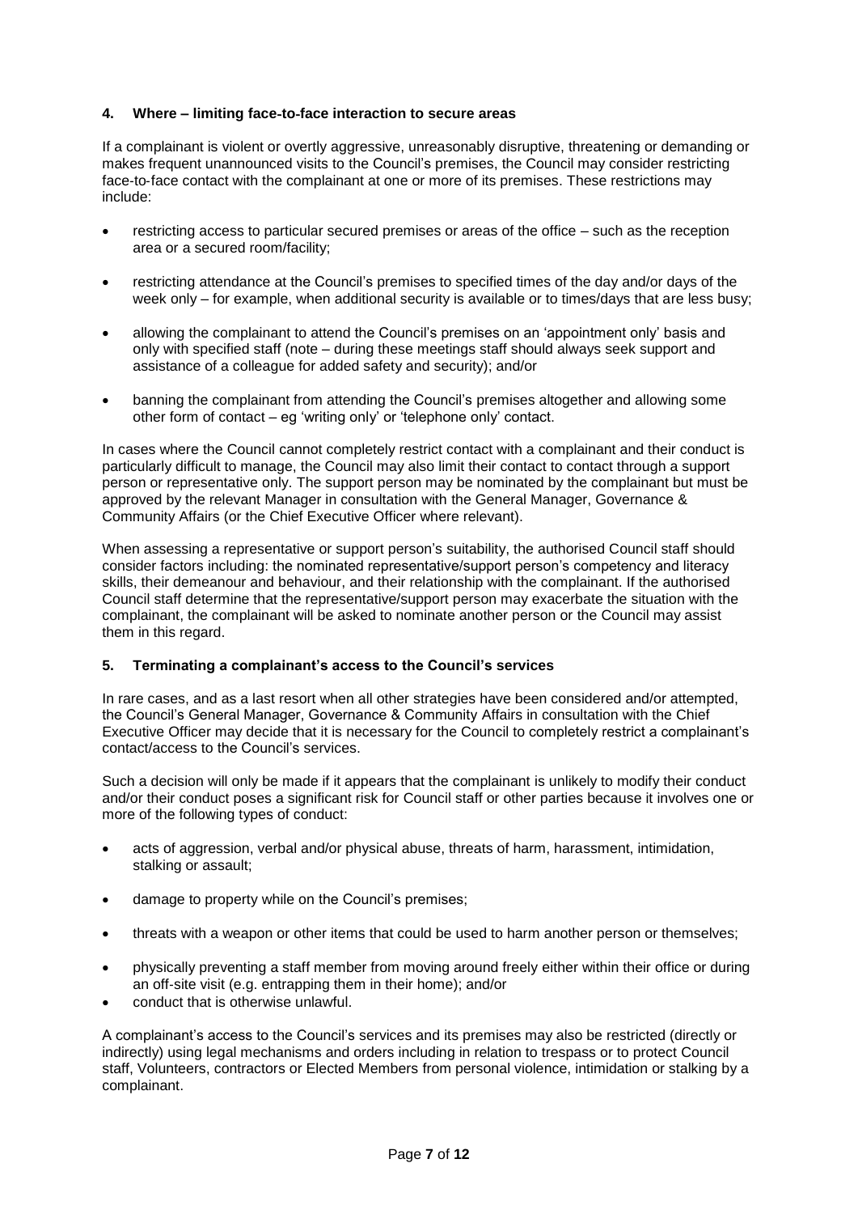### 4. Where – limiting face-to-face interaction to secure areas

If a complainant is violent or overtly aggressive, unreasonably disruptive, threatening or demanding or makes frequent unannounced visits to the Council's premises, the Council may consider restricting face-to-face contact with the complainant at one or more of its premises. These restrictions may include:

- restricting access to particular secured premises or areas of the office – such as the reception area or a secured room/facility;
- restricting attendance at the Council's premises to specified times of the day and/or days of the week only – for example, when additional security is available or to times/days that are less busy;
- allowing the complainant to attend the Council's premises on an 'appointment only' basis and only with specified staff (note – during these meetings staff should always seek support and assistance of a colleague for added safety and security); and/or
- banning the complainant from attending the Council's premises altogether and allowing some other form of contact – eg 'writing only' or 'telephone only' contact.

In cases where the Council cannot completely restrict contact with a complainant and their conduct is particularly difficult to manage, the Council may also limit their contact to contact through a support person or representative only. The support person may be nominated by the complainant but must be approved by the relevant Manager in consultation with the General Manager, Governance & Community Affairs (or the Chief Executive Officer where relevant).

When assessing a representative or support person's suitability, the authorised Council staff should consider factors including: the nominated representative/support person's competency and literacy skills, their demeanour and behaviour, and their relationship with the complainant. If the authorised Council staff determine that the representative/support person may exacerbate the situation with the complainant, the complainant will be asked to nominate another person or the Council may assist them in this regard.

### 5. Terminating a complainant's access to the Council's services

In rare cases, and as a last resort when all other strategies have been considered and/or attempted, the Council's General Manager, Governance & Community Affairs in consultation with the Chief Executive Officer may decide that it is necessary for the Council to completely restrict a complainant's contact/access to the Council's services.

Such a decision will only be made if it appears that the complainant is unlikely to modify their conduct and/or their conduct poses a significant risk for Council staff or other parties because it involves one or more of the following types of conduct:

- acts of aggression, verbal and/or physical abuse, threats of harm, harassment, intimidation, stalking or assault;
- damage to property while on the Council's premises;
- threats with a weapon or other items that could be used to harm another person or themselves;
- physically preventing a staff member from moving around freely either within their office or during an off-site visit (e.g. entrapping them in their home); and/or
- conduct that is otherwise unlawful.

A complainant's access to the Council's services and its premises may also be restricted (directly or indirectly) using legal mechanisms and orders including in relation to trespass or to protect Council staff, Volunteers, contractors or Elected Members from personal violence, intimidation or stalking by a complainant.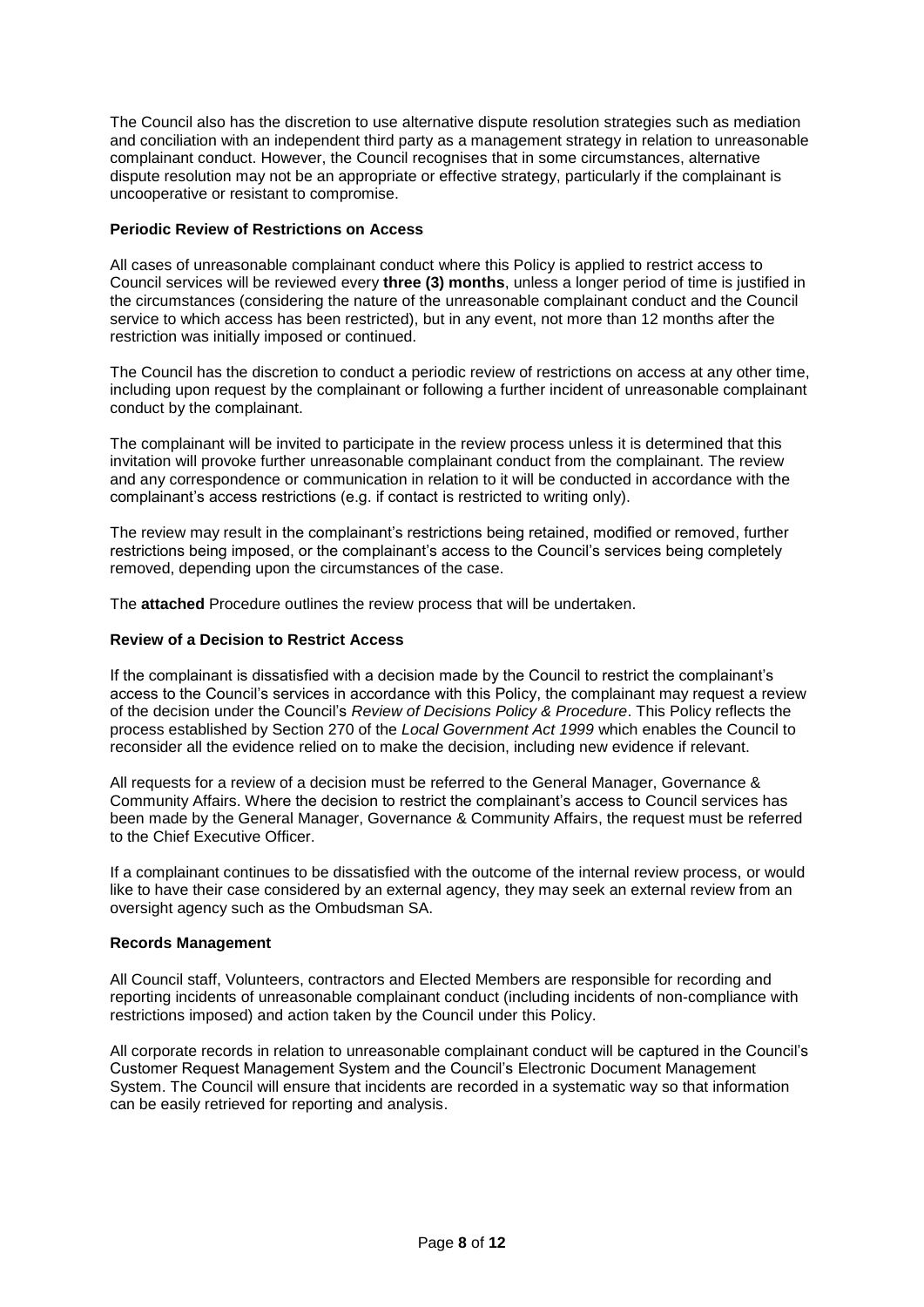The Council also has the discretion to use alternative dispute resolution strategies such as mediation and conciliation with an independent third party as a management strategy in relation to unreasonable complainant conduct. However, the Council recognises that in some circumstances, alternative dispute resolution may not be an appropriate or effective strategy, particularly if the complainant is uncooperative or resistant to compromise.

**Periodic Review of Restrictions on Access**

All cases of unreasonable complainant conduct where this Policy is applied to restrict access to Council services will be reviewed every **three (3) months**, unless a longer period of time is justified in the circumstances (considering the nature of the unreasonable complainant conduct and the Council service to which access has been restricted), but in any event, not more than 12 months after the restriction was initially imposed or continued.

The Council has the discretion to conduct a periodic review of restrictions on access at any other time, including upon request by the complainant or following a further incident of unreasonable complainant conduct by the complainant.

The complainant will be invited to participate in the review process unless it is determined that this invitation will provoke further unreasonable complainant conduct from the complainant. The review and any correspondence or communication in relation to it will be conducted in accordance with the complainant's access restrictions (e.g. if contact is restricted to writing only).

The review may result in the complainant's restrictions being retained, modified or removed, further restrictions being imposed, or the complainant's access to the Council's services being completely removed, depending upon the circumstances of the case.

The **attached** Procedure outlines the review process that will be undertaken.

**Review of a Decision to Restrict Access**

If the complainant is dissatisfied with a decision made by the Council to restrict the complainant's access to the Council's services in accordance with this Policy, the complainant may request a review of the decision under the Council's *Review of Decisions Policy & Procedure*. This Policy reflects the process established by Section 270 of the *Local Government Act 1999* which enables the Council to reconsider all the evidence relied on to make the decision, including new evidence if relevant.

All requests for a review of a decision must be referred to the General Manager, Governance & Community Affairs. Where the decision to restrict the complainant's access to Council services has been made by the General Manager, Governance & Community Affairs, the request must be referred to the Chief Executive Officer.

If a complainant continues to be dissatisfied with the outcome of the internal review process, or would like to have their case considered by an external agency, they may seek an external review from an oversight agency such as the Ombudsman SA.

**Records Management**

All Council staff, Volunteers, contractors and Elected Members are responsible for recording and reporting incidents of unreasonable complainant conduct (including incidents of non-compliance with restrictions imposed) and action taken by the Council under this Policy.

All corporate records in relation to unreasonable complainant conduct will be captured in the Council's Customer Request Management System and the Council's Electronic Document Management System. The Council will ensure that incidents are recorded in a systematic way so that information can be easily retrieved for reporting and analysis.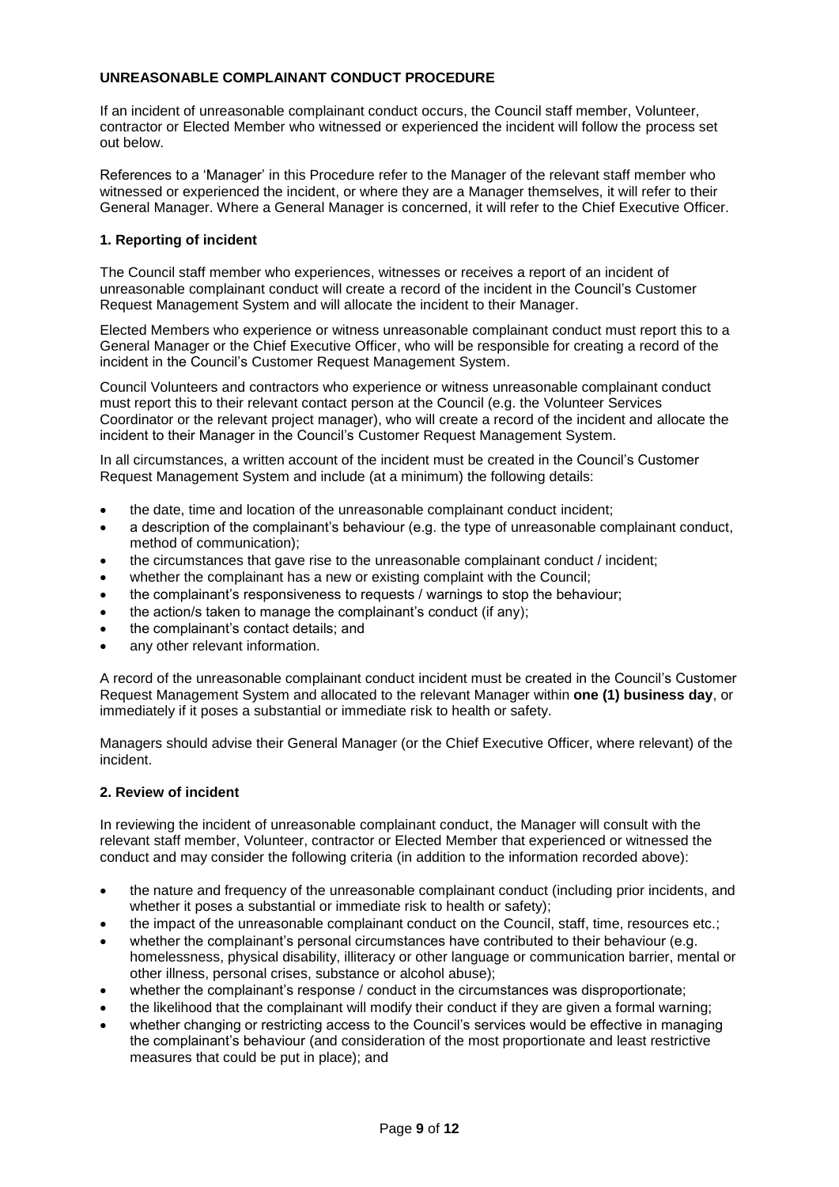**UNREASONABLE COMPLAINANT CONDUCT PROCEDURE**

If an incident of unreasonable complainant conduct occurs, the Council staff member, Volunteer, contractor or Elected Member who witnessed or experienced the incident will follow the process set out below.

References to a 'Manager' in this Procedure refer to the Manager of the relevant staff member who witnessed or experienced the incident, or where they are a Manager themselves, it will refer to their General Manager. Where a General Manager is concerned, it will refer to the Chief Executive Officer.

**1. Reporting of incident**

The Council staff member who experiences, witnesses or receives a report of an incident of unreasonable complainant conduct will create a record of the incident in the Council's Customer Request Management System and will allocate the incident to their Manager.

Elected Members who experience or witness unreasonable complainant conduct must report this to a General Manager or the Chief Executive Officer, who will be responsible for creating a record of the incident in the Council's Customer Request Management System.

Council Volunteers and contractors who experience or witness unreasonable complainant conduct must report this to their relevant contact person at the Council (e.g. the Volunteer Services Coordinator or the relevant project manager), who will create a record of the incident and allocate the incident to their Manager in the Council's Customer Request Management System.

In all circumstances, a written account of the incident must be created in the Council's Customer Request Management System and include (at a minimum) the following details:

- the date, time and location of the unreasonable complainant conduct incident;
- a description of the complainant's behaviour (e.g. the type of unreasonable complainant conduct, method of communication);
- the circumstances that gave rise to the unreasonable complainant conduct / incident;
- whether the complainant has a new or existing complaint with the Council;
- the complainant's responsiveness to requests / warnings to stop the behaviour;
- the action/s taken to manage the complainant's conduct (if any);
- the complainant's contact details; and
- any other relevant information.

A record of the unreasonable complainant conduct incident must be created in the Council's Customer Request Management System and allocated to the relevant Manager within **one (1) business day**, or immediately if it poses a substantial or immediate risk to health or safety.

Managers should advise their General Manager (or the Chief Executive Officer, where relevant) of the incident.

**2. Review of incident**

In reviewing the incident of unreasonable complainant conduct, the Manager will consult with the relevant staff member, Volunteer, contractor or Elected Member that experienced or witnessed the conduct and may consider the following criteria (in addition to the information recorded above):

- the nature and frequency of the unreasonable complainant conduct (including prior incidents, and whether it poses a substantial or immediate risk to health or safety);
- the impact of the unreasonable complainant conduct on the Council, staff, time, resources etc.;
- whether the complainant's personal circumstances have contributed to their behaviour (e.g. homelessness, physical disability, illiteracy or other language or communication barrier, mental or other illness, personal crises, substance or alcohol abuse);
- whether the complainant's response / conduct in the circumstances was disproportionate;
- the likelihood that the complainant will modify their conduct if they are given a formal warning;
- whether changing or restricting access to the Council's services would be effective in managing the complainant's behaviour (and consideration of the most proportionate and least restrictive measures that could be put in place); and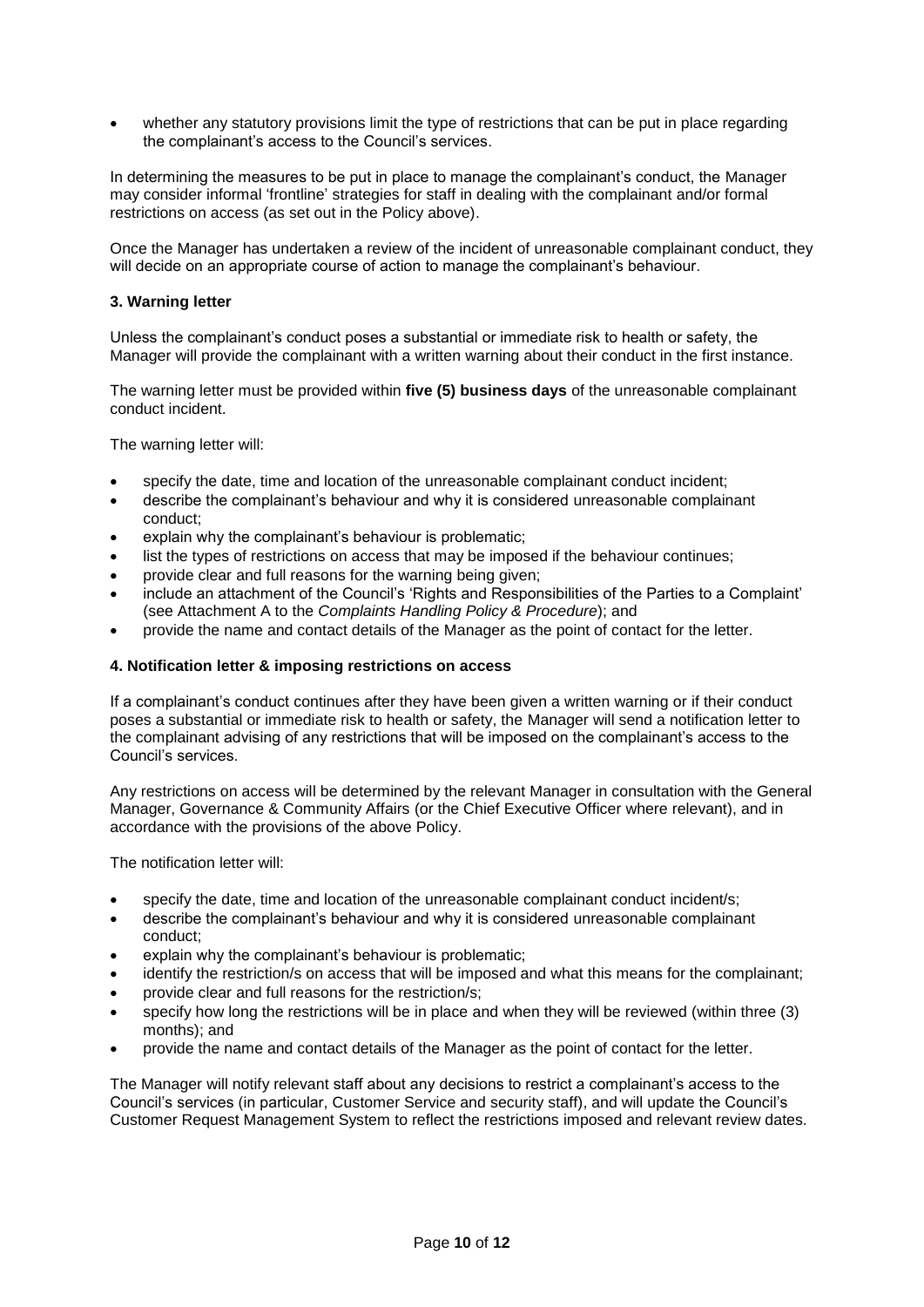- whether any statutory provisions limit the type of restrictions that can be put in place regarding the complainant's access to the Council's services.

In determining the measures to be put in place to manage the complainant's conduct, the Manager may consider informal 'frontline' strategies for staff in dealing with the complainant and/or formal restrictions on access (as set out in the Policy above).

Once the Manager has undertaken a review of the incident of unreasonable complainant conduct, they will decide on an appropriate course of action to manage the complainant's behaviour.

### 3. Warning letter

Unless the complainant's conduct poses a substantial or immediate risk to health or safety, the Manager will provide the complainant with a written warning about their conduct in the first instance.

The warning letter must be provided within **five (5) business days** of the unreasonable complainant conduct incident.

The warning letter will:

- specify the date, time and location of the unreasonable complainant conduct incident;
- describe the complainant's behaviour and why it is considered unreasonable complainant conduct;
- explain why the complainant's behaviour is problematic;
- list the types of restrictions on access that may be imposed if the behaviour continues;
- provide clear and full reasons for the warning being given;
- include an attachment of the Council's 'Rights and Responsibilities of the Parties to a Complaint' (see Attachment A to the *Complaints Handling Policy & Procedure*); and
- provide the name and contact details of the Manager as the point of contact for the letter.

### 4. Notification letter & imposing restrictions on access

If a complainant's conduct continues after they have been given a written warning or if their conduct poses a substantial or immediate risk to health or safety, the Manager will send a notification letter to the complainant advising of any restrictions that will be imposed on the complainant's access to the Council's services.

Any restrictions on access will be determined by the relevant Manager in consultation with the General Manager, Governance & Community Affairs (or the Chief Executive Officer where relevant), and in accordance with the provisions of the above Policy.

The notification letter will:

- specify the date, time and location of the unreasonable complainant conduct incident/s;
- describe the complainant's behaviour and why it is considered unreasonable complainant conduct;
- explain why the complainant's behaviour is problematic;
- identify the restriction/s on access that will be imposed and what this means for the complainant;
- provide clear and full reasons for the restriction/s;
- specify how long the restrictions will be in place and when they will be reviewed (within three (3) months); and
- provide the name and contact details of the Manager as the point of contact for the letter.

The Manager will notify relevant staff about any decisions to restrict a complainant's access to the Council's services (in particular, Customer Service and security staff), and will update the Council's Customer Request Management System to reflect the restrictions imposed and relevant review dates.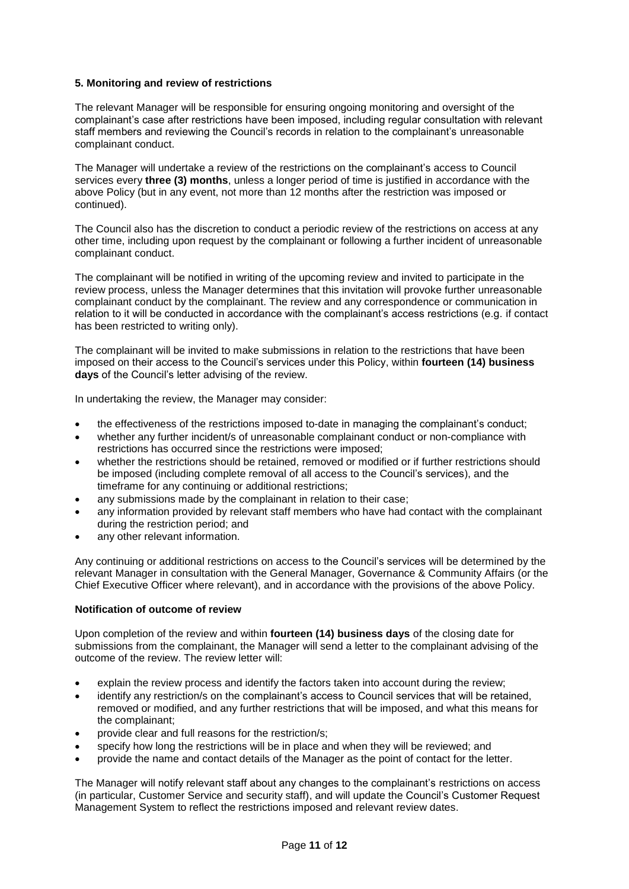## 5. Monitoring and review of restrictions

The relevant Manager will be responsible for ensuring ongoing monitoring and oversight of the complainant's case after restrictions have been imposed, including regular consultation with relevant staff members and reviewing the Council's records in relation to the complainant's unreasonable complainant conduct.

The Manager will undertake a review of the restrictions on the complainant's access to Council services every **three (3) months**, unless a longer period of time is justified in accordance with the above Policy (but in any event, not more than 12 months after the restriction was imposed or continued).

The Council also has the discretion to conduct a periodic review of the restrictions on access at any other time, including upon request by the complainant or following a further incident of unreasonable complainant conduct.

The complainant will be notified in writing of the upcoming review and invited to participate in the review process, unless the Manager determines that this invitation will provoke further unreasonable complainant conduct by the complainant. The review and any correspondence or communication in relation to it will be conducted in accordance with the complainant's access restrictions (e.g. if contact has been restricted to writing only).

The complainant will be invited to make submissions in relation to the restrictions that have been imposed on their access to the Council's services under this Policy, within **fourteen (14) business days** of the Council's letter advising of the review.

In undertaking the review, the Manager may consider:

- the effectiveness of the restrictions imposed to-date in managing the complainant's conduct;
- whether any further incident/s of unreasonable complainant conduct or non-compliance with restrictions has occurred since the restrictions were imposed;
- whether the restrictions should be retained, removed or modified or if further restrictions should be imposed (including complete removal of all access to the Council's services), and the timeframe for any continuing or additional restrictions;
- any submissions made by the complainant in relation to their case;
- any information provided by relevant staff members who have had contact with the complainant during the restriction period; and
- any other relevant information.

Any continuing or additional restrictions on access to the Council's services will be determined by the relevant Manager in consultation with the General Manager, Governance & Community Affairs (or the Chief Executive Officer where relevant), and in accordance with the provisions of the above Policy.

### Notification of outcome of review

Upon completion of the review and within **fourteen (14) business days** of the closing date for submissions from the complainant, the Manager will send a letter to the complainant advising of the outcome of the review. The review letter will:

- explain the review process and identify the factors taken into account during the review;
- identify any restriction/s on the complainant's access to Council services that will be retained, removed or modified, and any further restrictions that will be imposed, and what this means for the complainant;
- provide clear and full reasons for the restriction/s;
- specify how long the restrictions will be in place and when they will be reviewed; and
- provide the name and contact details of the Manager as the point of contact for the letter.

The Manager will notify relevant staff about any changes to the complainant's restrictions on access (in particular, Customer Service and security staff), and will update the Council's Customer Request Management System to reflect the restrictions imposed and relevant review dates.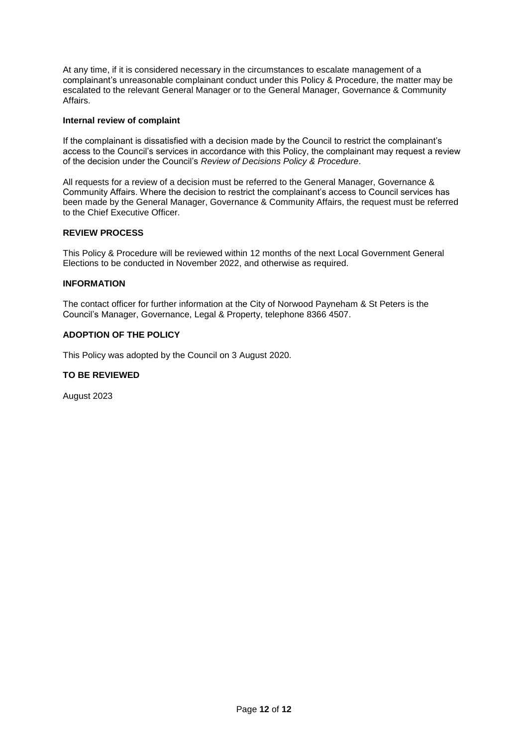At any time, if it is considered necessary in the circumstances to escalate management of a complainant's unreasonable complainant conduct under this Policy & Procedure, the matter may be escalated to the relevant General Manager or to the General Manager, Governance & Community Affairs.

**Internal review of complaint**

If the complainant is dissatisfied with a decision made by the Council to restrict the complainant's access to the Council's services in accordance with this Policy, the complainant may request a review of the decision under the Council's *Review of Decisions Policy & Procedure*.

All requests for a review of a decision must be referred to the General Manager, Governance & Community Affairs. Where the decision to restrict the complainant's access to Council services has been made by the General Manager, Governance & Community Affairs, the request must be referred to the Chief Executive Officer.

## REVIEW PROCESS

This Policy & Procedure will be reviewed within 12 months of the next Local Government General Elections to be conducted in November 2022, and otherwise as required.

## INFORMATION

The contact officer for further information at the City of Norwood Payneham & St Peters is the Council's Manager, Governance, Legal & Property, telephone 8366 4507.

## ADOPTION OF THE POLICY

This Policy was adopted by the Council on 3 August 2020.

## TO BE REVIEWED

August 2023